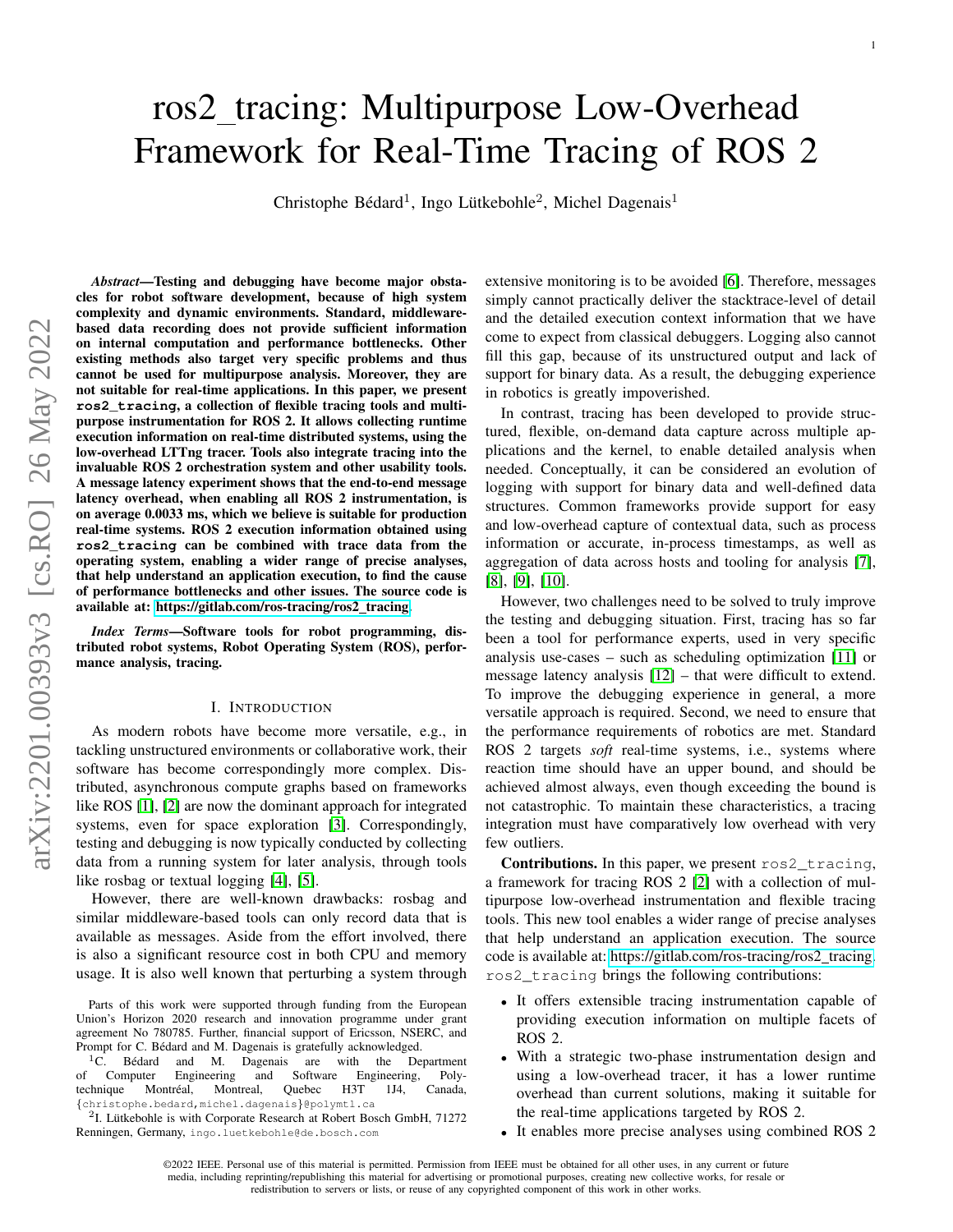# ros2_tracing: Multipurpose Low-Overhead Framework for Real-Time Tracing of ROS 2

Christophe Bédard[1], Ingo Lütkebohle[2], Michel Dagenais[1]

***Abstract*—Testing and debugging have become major obstacles for robot software development, because of high system complexity and dynamic environments. Standard, middleware-based data recording does not provide sufficient information on internal computation and performance bottlenecks. Other existing methods also target very specific problems and thus cannot be used for multipurpose analysis. Moreover, they are not suitable for real-time applications. In this paper, we present `ros2_tracing`, a collection of flexible tracing tools and multipurpose instrumentation for ROS 2. It allows collecting runtime execution information on real-time distributed systems, using the low-overhead LTTng tracer. Tools also integrate tracing into the invaluable ROS 2 orchestration system and other usability tools. A message latency experiment shows that the end-to-end message latency overhead, when enabling all ROS 2 instrumentation, is on average 0.0033 ms, which we believe is suitable for production real-time systems. ROS 2 execution information obtained using `ros2_tracing` can be combined with trace data from the operating system, enabling a wider range of precise analyses, that help understand an application execution, to find the cause of performance bottlenecks and other issues. The source code is available at: https://gitlab.com/ros-tracing/ros2_tracing.**

***Index Terms*—Software tools for robot programming, distributed robot systems, Robot Operating System (ROS), performance analysis, tracing.**

## I. Introduction

As modern robots have become more versatile, e.g., in tackling unstructured environments or collaborative work, their software has become correspondingly more complex. Distributed, asynchronous compute graphs based on frameworks like ROS [1], [2] are now the dominant approach for integrated systems, even for space exploration [3]. Correspondingly, testing and debugging is now typically conducted by collecting data from a running system for later analysis, through tools like rosbag or textual logging [4], [5].

However, there are well-known drawbacks: rosbag and similar middleware-based tools can only record data that is available as messages. Aside from the effort involved, there is also a significant resource cost in both CPU and memory usage. It is also well known that perturbing a system through extensive monitoring is to be avoided [6]. Therefore, messages simply cannot practically deliver the stacktrace-level of detail and the detailed execution context information that we have come to expect from classical debuggers. Logging also cannot fill this gap, because of its unstructured output and lack of support for binary data. As a result, the debugging experience in robotics is greatly impoverished.

In contrast, tracing has been developed to provide structured, flexible, on-demand data capture across multiple applications and the kernel, to enable detailed analysis when needed. Conceptually, it can be considered an evolution of logging with support for binary data and well-defined data structures. Common frameworks provide support for easy and low-overhead capture of contextual data, such as process information or accurate, in-process timestamps, as well as aggregation of data across hosts and tooling for analysis [7], [8], [9], [10].

However, two challenges need to be solved to truly improve the testing and debugging situation. First, tracing has so far been a tool for performance experts, used in very specific analysis use-cases – such as scheduling optimization [11] or message latency analysis [12] – that were difficult to extend. To improve the debugging experience in general, a more versatile approach is required. Second, we need to ensure that the performance requirements of robotics are met. Standard ROS 2 targets *soft* real-time systems, i.e., systems where reaction time should have an upper bound, and should be achieved almost always, even though exceeding the bound is not catastrophic. To maintain these characteristics, a tracing integration must have comparatively low overhead with very few outliers.

**Contributions.** In this paper, we present `ros2_tracing`, a framework for tracing ROS 2 [2] with a collection of multipurpose low-overhead instrumentation and flexible tracing tools. This new tool enables a wider range of precise analyses that help understand an application execution. The source code is available at: https://gitlab.com/ros-tracing/ros2_tracing. `ros2_tracing` brings the following contributions:

- It offers extensible tracing instrumentation capable of providing execution information on multiple facets of ROS 2.
- With a strategic two-phase instrumentation design and using a low-overhead tracer, it has a lower runtime overhead than current solutions, making it suitable for the real-time applications targeted by ROS 2.
- It enables more precise analyses using combined ROS 2

Parts of this work were supported through funding from the European Union's Horizon 2020 research and innovation programme under grant agreement No 780785. Further, financial support of Ericsson, NSERC, and Prompt for C. Bédard and M. Dagenais is gratefully acknowledged.

[1]C. Bédard and M. Dagenais are with the Department of Computer Engineering and Software Engineering, Polytechnique Montréal, Montreal, Quebec H3T 1J4, Canada, {christophe.bedard,michel.dagenais}@polymtl.ca

[2]I. Lütkebohle is with Corporate Research at Robert Bosch GmbH, 71272 Renningen, Germany, ingo.luetkebohle@de.bosch.com

©2022 IEEE. Personal use of this material is permitted. Permission from IEEE must be obtained for all other uses, in any current or future media, including reprinting/republishing this material for advertising or promotional purposes, creating new collective works, for resale or redistribution to servers or lists, or reuse of any copyrighted component of this work in other works.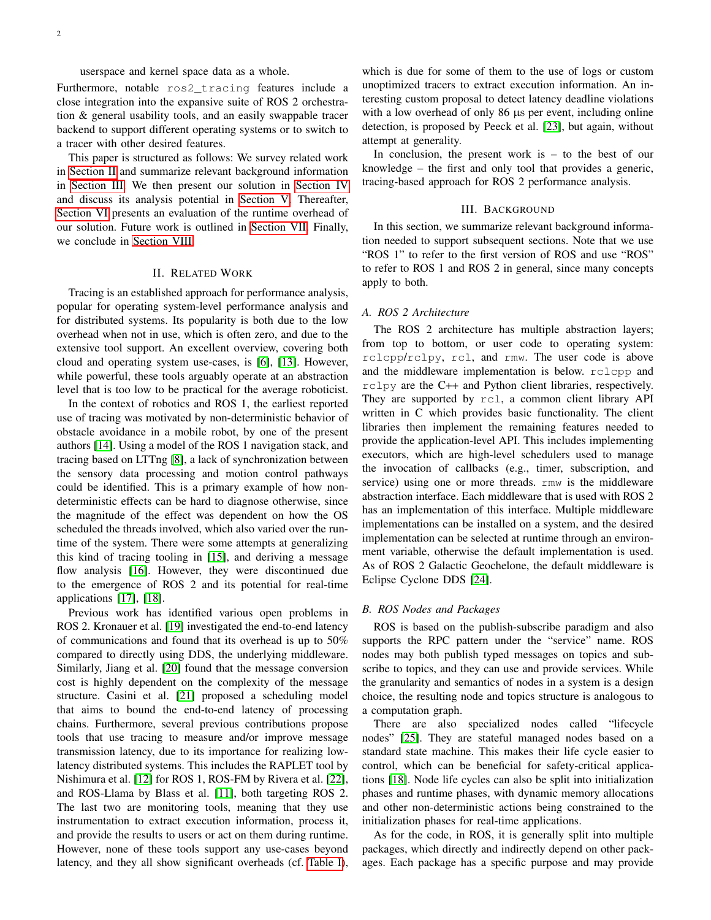userspace and kernel space data as a whole.

Furthermore, notable `ros2_tracing` features include a close integration into the expansive suite of ROS 2 orchestration & general usability tools, and an easily swappable tracer backend to support different operating systems or to switch to a tracer with other desired features.

This paper is structured as follows: We survey related work in Section II and summarize relevant background information in Section III. We then present our solution in Section IV and discuss its analysis potential in Section V. Thereafter, Section VI presents an evaluation of the runtime overhead of our solution. Future work is outlined in Section VII. Finally, we conclude in Section VIII.

## II. Related Work

Tracing is an established approach for performance analysis, popular for operating system-level performance analysis and for distributed systems. Its popularity is both due to the low overhead when not in use, which is often zero, and due to the extensive tool support. An excellent overview, covering both cloud and operating system use-cases, is [6], [13]. However, while powerful, these tools arguably operate at an abstraction level that is too low to be practical for the average roboticist.

In the context of robotics and ROS 1, the earliest reported use of tracing was motivated by non-deterministic behavior of obstacle avoidance in a mobile robot, by one of the present authors [14]. Using a model of the ROS 1 navigation stack, and tracing based on LTTng [8], a lack of synchronization between the sensory data processing and motion control pathways could be identified. This is a primary example of how non-deterministic effects can be hard to diagnose otherwise, since the magnitude of the effect was dependent on how the OS scheduled the threads involved, which also varied over the runtime of the system. There were some attempts at generalizing this kind of tracing tooling in [15], and deriving a message flow analysis [16]. However, they were discontinued due to the emergence of ROS 2 and its potential for real-time applications [17], [18].

Previous work has identified various open problems in ROS 2. Kronauer et al. [19] investigated the end-to-end latency of communications and found that its overhead is up to 50% compared to directly using DDS, the underlying middleware. Similarly, Jiang et al. [20] found that the message conversion cost is highly dependent on the complexity of the message structure. Casini et al. [21] proposed a scheduling model that aims to bound the end-to-end latency of processing chains. Furthermore, several previous contributions propose tools that use tracing to measure and/or improve message transmission latency, due to its importance for realizing low-latency distributed systems. This includes the RAPLET tool by Nishimura et al. [12] for ROS 1, ROS-FM by Rivera et al. [22], and ROS-Llama by Blass et al. [11], both targeting ROS 2. The last two are monitoring tools, meaning that they use instrumentation to extract execution information, process it, and provide the results to users or act on them during runtime. However, none of these tools support any use-cases beyond latency, and they all show significant overheads (cf. Table I), which is due for some of them to the use of logs or custom unoptimized tracers to extract execution information. An interesting custom proposal to detect latency deadline violations with a low overhead of only 86 µs per event, including online detection, is proposed by Peeck et al. [23], but again, without attempt at generality.

In conclusion, the present work is – to the best of our knowledge – the first and only tool that provides a generic, tracing-based approach for ROS 2 performance analysis.

## III. Background

In this section, we summarize relevant background information needed to support subsequent sections. Note that we use "ROS 1" to refer to the first version of ROS and use "ROS" to refer to ROS 1 and ROS 2 in general, since many concepts apply to both.

### A. ROS 2 Architecture

The ROS 2 architecture has multiple abstraction layers; from top to bottom, or user code to operating system: `rclcpp`/`rclpy`, `rcl`, and `rmw`. The user code is above and the middleware implementation is below. `rclcpp` and `rclpy` are the C++ and Python client libraries, respectively. They are supported by `rcl`, a common client library API written in C which provides basic functionality. The client libraries then implement the remaining features needed to provide the application-level API. This includes implementing executors, which are high-level schedulers used to manage the invocation of callbacks (e.g., timer, subscription, and service) using one or more threads. `rmw` is the middleware abstraction interface. Each middleware that is used with ROS 2 has an implementation of this interface. Multiple middleware implementations can be installed on a system, and the desired implementation can be selected at runtime through an environment variable, otherwise the default implementation is used. As of ROS 2 Galactic Geochelone, the default middleware is Eclipse Cyclone DDS [24].

### B. ROS Nodes and Packages

ROS is based on the publish-subscribe paradigm and also supports the RPC pattern under the "service" name. ROS nodes may both publish typed messages on topics and subscribe to topics, and they can use and provide services. While the granularity and semantics of nodes in a system is a design choice, the resulting node and topics structure is analogous to a computation graph.

There are also specialized nodes called "lifecycle nodes" [25]. They are stateful managed nodes based on a standard state machine. This makes their life cycle easier to control, which can be beneficial for safety-critical applications [18]. Node life cycles can also be split into initialization phases and runtime phases, with dynamic memory allocations and other non-deterministic actions being constrained to the initialization phases for real-time applications.

As for the code, in ROS, it is generally split into multiple packages, which directly and indirectly depend on other packages. Each package has a specific purpose and may provide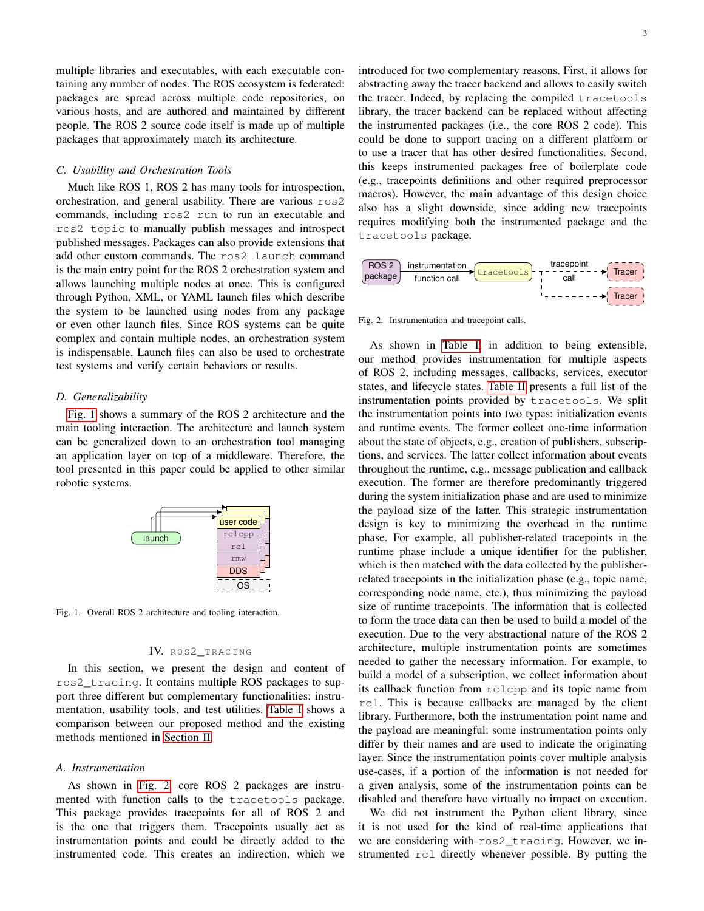multiple libraries and executables, with each executable containing any number of nodes. The ROS ecosystem is federated: packages are spread across multiple code repositories, on various hosts, and are authored and maintained by different people. The ROS 2 source code itself is made up of multiple packages that approximately match its architecture.

### C. Usability and Orchestration Tools

Much like ROS 1, ROS 2 has many tools for introspection, orchestration, and general usability. There are various `ros2` commands, including `ros2 run` to run an executable and `ros2 topic` to manually publish messages and introspect published messages. Packages can also provide extensions that add other custom commands. The `ros2 launch` command is the main entry point for the ROS 2 orchestration system and allows launching multiple nodes at once. This is configured through Python, XML, or YAML launch files which describe the system to be launched using nodes from any package or even other launch files. Since ROS systems can be quite complex and contain multiple nodes, an orchestration system is indispensable. Launch files can also be used to orchestrate test systems and verify certain behaviors or results.

### D. Generalizability

Fig. 1 shows a summary of the ROS 2 architecture and the main tooling interaction. The architecture and launch system can be generalized down to an orchestration tool managing an application layer on top of a middleware. Therefore, the tool presented in this paper could be applied to other similar robotic systems.

Fig. 1. Overall ROS 2 architecture and tooling interaction.

## IV. ROS2_TRACING

In this section, we present the design and content of `ros2_tracing`. It contains multiple ROS packages to support three different but complementary functionalities: instrumentation, usability tools, and test utilities. Table I shows a comparison between our proposed method and the existing methods mentioned in Section II.

### A. Instrumentation

As shown in Fig. 2, core ROS 2 packages are instrumented with function calls to the `tracetools` package. This package provides tracepoints for all of ROS 2 and is the one that triggers them. Tracepoints usually act as instrumentation points and could be directly added to the instrumented code. This creates an indirection, which we introduced for two complementary reasons. First, it allows for abstracting away the tracer backend and allows to easily switch the tracer. Indeed, by replacing the compiled `tracetools` library, the tracer backend can be replaced without affecting the instrumented packages (i.e., the core ROS 2 code). This could be done to support tracing on a different platform or to use a tracer that has other desired functionalities. Second, this keeps instrumented packages free of boilerplate code (e.g., tracepoints definitions and other required preprocessor macros). However, the main advantage of this design choice also has a slight downside, since adding new tracepoints requires modifying both the instrumented package and the `tracetools` package.

Fig. 2. Instrumentation and tracepoint calls.

As shown in Table I, in addition to being extensible, our method provides instrumentation for multiple aspects of ROS 2, including messages, callbacks, services, executor states, and lifecycle states. Table II presents a full list of the instrumentation points provided by `tracetools`. We split the instrumentation points into two types: initialization events and runtime events. The former collect one-time information about the state of objects, e.g., creation of publishers, subscriptions, and services. The latter collect information about events throughout the runtime, e.g., message publication and callback execution. The former are therefore predominantly triggered during the system initialization phase and are used to minimize the payload size of the latter. This strategic instrumentation design is key to minimizing the overhead in the runtime phase. For example, all publisher-related tracepoints in the runtime phase include a unique identifier for the publisher, which is then matched with the data collected by the publisher-related tracepoints in the initialization phase (e.g., topic name, corresponding node name, etc.), thus minimizing the payload size of runtime tracepoints. The information that is collected to form the trace data can then be used to build a model of the execution. Due to the very abstractional nature of the ROS 2 architecture, multiple instrumentation points are sometimes needed to gather the necessary information. For example, to build a model of a subscription, we collect information about its callback function from `rclcpp` and its topic name from `rcl`. This is because callbacks are managed by the client library. Furthermore, both the instrumentation point name and the payload are meaningful: some instrumentation points only differ by their names and are used to indicate the originating layer. Since the instrumentation points cover multiple analysis use-cases, if a portion of the information is not needed for a given analysis, some of the instrumentation points can be disabled and therefore have virtually no impact on execution.

We did not instrument the Python client library, since it is not used for the kind of real-time applications that we are considering with `ros2_tracing`. However, we instrumented `rcl` directly whenever possible. By putting the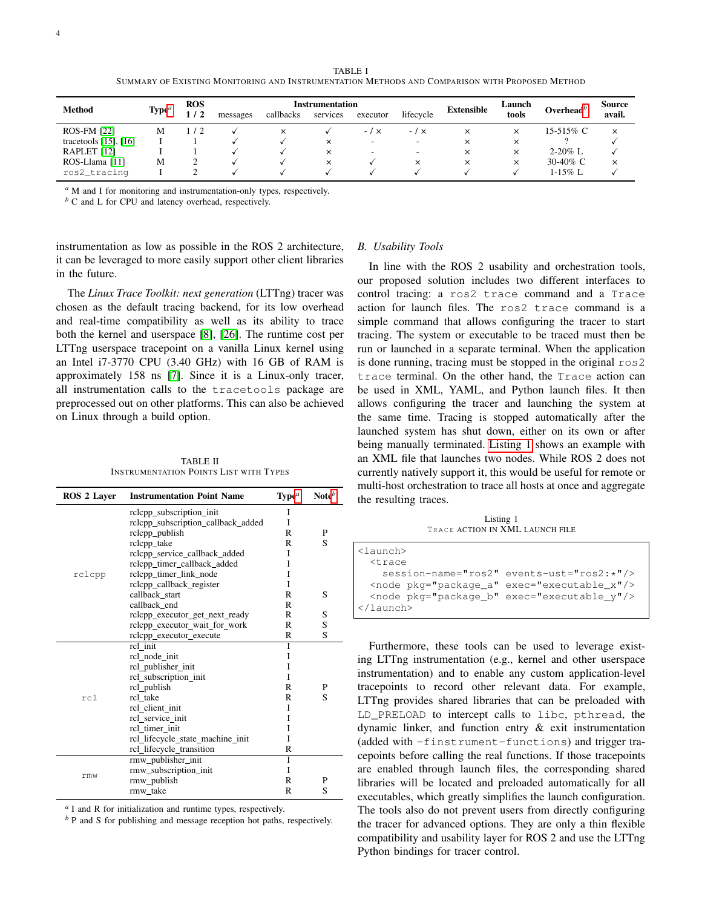TABLE I
SUMMARY OF EXISTING MONITORING AND INSTRUMENTATION METHODS AND COMPARISON WITH PROPOSED METHOD

| Method | Type[a] | ROS 1 / 2 | Instrumentation | | | | | Extensible | Launch tools | Overhead[b] | Source avail. |
|---|---|---|---|---|---|---|---|---|---|---|---|
| | | | messages | callbacks | services | executor | lifecycle | | | | |
| ROS-FM [22] | M | 1 / 2 | ✓ | × | ✓ | - / × | - / × | × | × | 15-515% C | × |
| tracetools [15], [16] | I | 1 | ✓ | ✓ | × | - | - | × | × | ? | ✓ |
| RAPLET [12] | I | 1 | ✓ | ✓ | × | - | - | × | × | 2-20% L | ✓ |
| ROS-Llama [11] | M | 2 | ✓ | ✓ | × | ✓ | × | × | × | 30-40% C | × |
| `ros2_tracing` | I | 2 | ✓ | ✓ | ✓ | ✓ | ✓ | ✓ | ✓ | 1-15% L | ✓ |

[a] M and I for monitoring and instrumentation-only types, respectively.
[b] C and L for CPU and latency overhead, respectively.

instrumentation as low as possible in the ROS 2 architecture, it can be leveraged to more easily support other client libraries in the future.

The *Linux Trace Toolkit: next generation* (LTTng) tracer was chosen as the default tracing backend, for its low overhead and real-time compatibility as well as its ability to trace both the kernel and userspace [8], [26]. The runtime cost per LTTng userspace tracepoint on a vanilla Linux kernel using an Intel i7-3770 CPU (3.40 GHz) with 16 GB of RAM is approximately 158 ns [7]. Since it is a Linux-only tracer, all instrumentation calls to the `tracetools` package are preprocessed out on other platforms. This can also be achieved on Linux through a build option.

TABLE II
INSTRUMENTATION POINTS LIST WITH TYPES

| ROS 2 Layer | Instrumentation Point Name | Type[a] | Note[b] |
|---|---|---|---|
| `rclcpp` | rclcpp_subscription_init | I | |
| | rclcpp_subscription_callback_added | I | |
| | rclcpp_publish | R | P |
| | rclcpp_take | R | S |
| | rclcpp_service_callback_added | I | |
| | rclcpp_timer_callback_added | I | |
| | rclcpp_timer_link_node | I | |
| | rclcpp_callback_register | I | |
| | callback_start | R | S |
| | callback_end | R | |
| | rclcpp_executor_get_next_ready | R | S |
| | rclcpp_executor_wait_for_work | R | S |
| | rclcpp_executor_execute | R | S |
| `rcl` | rcl_init | I | |
| | rcl_node_init | I | |
| | rcl_publisher_init | I | |
| | rcl_subscription_init | I | |
| | rcl_publish | R | P |
| | rcl_take | R | S |
| | rcl_client_init | I | |
| | rcl_service_init | I | |
| | rcl_timer_init | I | |
| | rcl_lifecycle_state_machine_init | I | |
| | rcl_lifecycle_transition | R | |
| `rmw` | rmw_publisher_init | I | |
| | rmw_subscription_init | I | |
| | rmw_publish | R | P |
| | rmw_take | R | S |

[a] I and R for initialization and runtime types, respectively.
[b] P and S for publishing and message reception hot paths, respectively.

### B. Usability Tools

In line with the ROS 2 usability and orchestration tools, our proposed solution includes two different interfaces to control tracing: a `ros2 trace` command and a `Trace` action for launch files. The `ros2 trace` command is a simple command that allows configuring the tracer to start tracing. The system or executable to be traced must then be run or launched in a separate terminal. When the application is done running, tracing must be stopped in the original `ros2 trace` terminal. On the other hand, the `Trace` action can be used in XML, YAML, and Python launch files. It then allows configuring the tracer and launching the system at the same time. Tracing is stopped automatically after the launched system has shut down, either on its own or after being manually terminated. Listing 1 shows an example with an XML file that launches two nodes. While ROS 2 does not currently natively support it, this would be useful for remote or multi-host orchestration to trace all hosts at once and aggregate the resulting traces.

Listing 1
TRACE ACTION IN XML LAUNCH FILE

```
<launch>
  <trace
    session-name="ros2" events-ust="ros2:*"/>
  <node pkg="package_a" exec="executable_x"/>
  <node pkg="package_b" exec="executable_y"/>
</launch>
```

Furthermore, these tools can be used to leverage existing LTTng instrumentation (e.g., kernel and other userspace instrumentation) and to enable any custom application-level tracepoints to record other relevant data. For example, LTTng provides shared libraries that can be preloaded with `LD_PRELOAD` to intercept calls to `libc`, `pthread`, the dynamic linker, and function entry & exit instrumentation (added with `-finstrument-functions`) and trigger tracepoints before calling the real functions. If those tracepoints are enabled through launch files, the corresponding shared libraries will be located and preloaded automatically for all executables, which greatly simplifies the launch configuration. The tools also do not prevent users from directly configuring the tracer for advanced options. They are only a thin flexible compatibility and usability layer for ROS 2 and use the LTTng Python bindings for tracer control.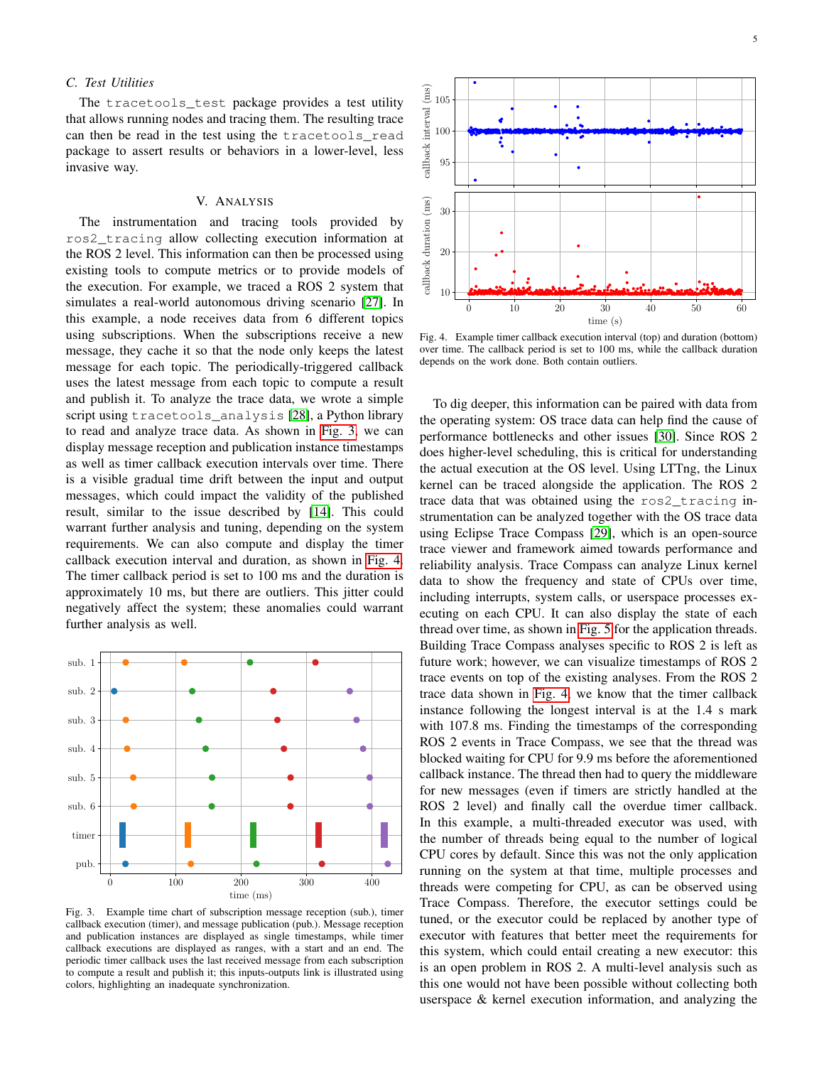### C. Test Utilities

The `tracetools_test` package provides a test utility that allows running nodes and tracing them. The resulting trace can then be read in the test using the `tracetools_read` package to assert results or behaviors in a lower-level, less invasive way.

## V. Analysis

The instrumentation and tracing tools provided by `ros2_tracing` allow collecting execution information at the ROS 2 level. This information can then be processed using existing tools to compute metrics or to provide models of the execution. For example, we traced a ROS 2 system that simulates a real-world autonomous driving scenario [27]. In this example, a node receives data from 6 different topics using subscriptions. When the subscriptions receive a new message, they cache it so that the node only keeps the latest message for each topic. The periodically-triggered callback uses the latest message from each topic to compute a result and publish it. To analyze the trace data, we wrote a simple script using `tracetools_analysis` [28], a Python library to read and analyze trace data. As shown in Fig. 3, we can display message reception and publication instance timestamps as well as timer callback execution intervals over time. There is a visible gradual time drift between the input and output messages, which could impact the validity of the published result, similar to the issue described by [14]. This could warrant further analysis and tuning, depending on the system requirements. We can also compute and display the timer callback execution interval and duration, as shown in Fig. 4. The timer callback period is set to 100 ms and the duration is approximately 10 ms, but there are outliers. This jitter could negatively affect the system; these anomalies could warrant further analysis as well.

Fig. 3. Example time chart of subscription message reception (sub.), timer callback execution (timer), and message publication (pub.). Message reception and publication instances are displayed as single timestamps, while timer callback executions are displayed as ranges, with a start and an end. The periodic timer callback uses the last received message from each subscription to compute a result and publish it; this inputs-outputs link is illustrated using colors, highlighting an inadequate synchronization.

Fig. 4. Example timer callback execution interval (top) and duration (bottom) over time. The callback period is set to 100 ms, while the callback duration depends on the work done. Both contain outliers.

To dig deeper, this information can be paired with data from the operating system: OS trace data can help find the cause of performance bottlenecks and other issues [30]. Since ROS 2 does higher-level scheduling, this is critical for understanding the actual execution at the OS level. Using LTTng, the Linux kernel can be traced alongside the application. The ROS 2 trace data that was obtained using the `ros2_tracing` instrumentation can be analyzed together with the OS trace data using Eclipse Trace Compass [29], which is an open-source trace viewer and framework aimed towards performance and reliability analysis. Trace Compass can analyze Linux kernel data to show the frequency and state of CPUs over time, including interrupts, system calls, or userspace processes executing on each CPU. It can also display the state of each thread over time, as shown in Fig. 5 for the application threads. Building Trace Compass analyses specific to ROS 2 is left as future work; however, we can visualize timestamps of ROS 2 trace events on top of the existing analyses. From the ROS 2 trace data shown in Fig. 4, we know that the timer callback instance following the longest interval is at the 1.4 s mark with 107.8 ms. Finding the timestamps of the corresponding ROS 2 events in Trace Compass, we see that the thread was blocked waiting for CPU for 9.9 ms before the aforementioned callback instance. The thread then had to query the middleware for new messages (even if timers are strictly handled at the ROS 2 level) and finally call the overdue timer callback. In this example, a multi-threaded executor was used, with the number of threads being equal to the number of logical CPU cores by default. Since this was not the only application running on the system at that time, multiple processes and threads were competing for CPU, as can be observed using Trace Compass. Therefore, the executor settings could be tuned, or the executor could be replaced by another type of executor with features that better meet the requirements for this system, which could entail creating a new executor: this is an open problem in ROS 2. A multi-level analysis such as this one would not have been possible without collecting both userspace & kernel execution information, and analyzing the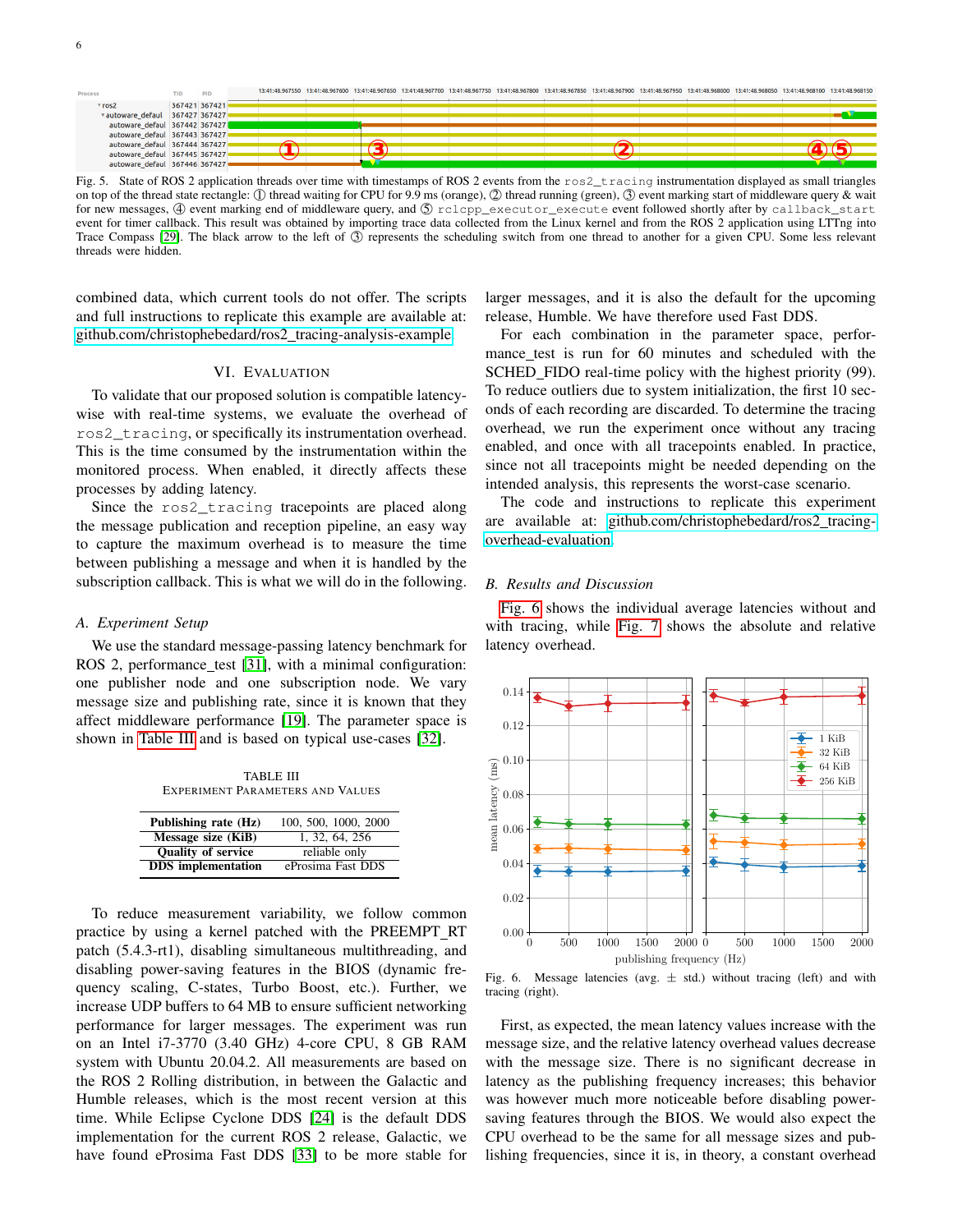Fig. 5. State of ROS 2 application threads over time with timestamps of ROS 2 events from the `ros2_tracing` instrumentation displayed as small triangles on top of the thread state rectangle: ① thread waiting for CPU for 9.9 ms (orange), ② thread running (green), ③ event marking start of middleware query & wait for new messages, ④ event marking end of middleware query, and ⑤ `rclcpp_executor_execute` event followed shortly after by `callback_start` event for timer callback. This result was obtained by importing trace data collected from the Linux kernel and from the ROS 2 application using LTTng into Trace Compass [29]. The black arrow to the left of ③ represents the scheduling switch from one thread to another for a given CPU. Some less relevant threads were hidden.

combined data, which current tools do not offer. The scripts and full instructions to replicate this example are available at: github.com/christophebedard/ros2_tracing-analysis-example

## VI. Evaluation

To validate that our proposed solution is compatible latency-wise with real-time systems, we evaluate the overhead of `ros2_tracing`, or specifically its instrumentation overhead. This is the time consumed by the instrumentation within the monitored process. When enabled, it directly affects these processes by adding latency.

Since the `ros2_tracing` tracepoints are placed along the message publication and reception pipeline, an easy way to capture the maximum overhead is to measure the time between publishing a message and when it is handled by the subscription callback. This is what we will do in the following.

### A. Experiment Setup

We use the standard message-passing latency benchmark for ROS 2, performance_test [31], with a minimal configuration: one publisher node and one subscription node. We vary message size and publishing rate, since it is known that they affect middleware performance [19]. The parameter space is shown in Table III and is based on typical use-cases [32].

TABLE III
Experiment Parameters and Values

| | |
|---|---|
| **Publishing rate (Hz)** | 100, 500, 1000, 2000 |
| **Message size (KiB)** | 1, 32, 64, 256 |
| **Quality of service** | reliable only |
| **DDS implementation** | eProsima Fast DDS |

To reduce measurement variability, we follow common practice by using a kernel patched with the PREEMPT_RT patch (5.4.3-rt1), disabling simultaneous multithreading, and disabling power-saving features in the BIOS (dynamic frequency scaling, C-states, Turbo Boost, etc.). Further, we increase UDP buffers to 64 MB to ensure sufficient networking performance for larger messages. The experiment was run on an Intel i7-3770 (3.40 GHz) 4-core CPU, 8 GB RAM system with Ubuntu 20.04.2. All measurements are based on the ROS 2 Rolling distribution, in between the Galactic and Humble releases, which is the most recent version at this time. While Eclipse Cyclone DDS [24] is the default DDS implementation for the current ROS 2 release, Galactic, we have found eProsima Fast DDS [33] to be more stable for larger messages, and it is also the default for the upcoming release, Humble. We have therefore used Fast DDS.

For each combination in the parameter space, performance_test is run for 60 minutes and scheduled with the SCHED_FIDO real-time policy with the highest priority (99). To reduce outliers due to system initialization, the first 10 seconds of each recording are discarded. To determine the tracing overhead, we run the experiment once without any tracing enabled, and once with all tracepoints enabled. In practice, since not all tracepoints might be needed depending on the intended analysis, this represents the worst-case scenario.

The code and instructions to replicate this experiment are available at: github.com/christophebedard/ros2_tracing-overhead-evaluation.

### B. Results and Discussion

Fig. 6 shows the individual average latencies without and with tracing, while Fig. 7 shows the absolute and relative latency overhead.

Fig. 6. Message latencies (avg. ± std.) without tracing (left) and with tracing (right).

First, as expected, the mean latency values increase with the message size, and the relative latency overhead values decrease with the message size. There is no significant decrease in latency as the publishing frequency increases; this behavior was however much more noticeable before disabling power-saving features through the BIOS. We would also expect the CPU overhead to be the same for all message sizes and publishing frequencies, since it is, in theory, a constant overhead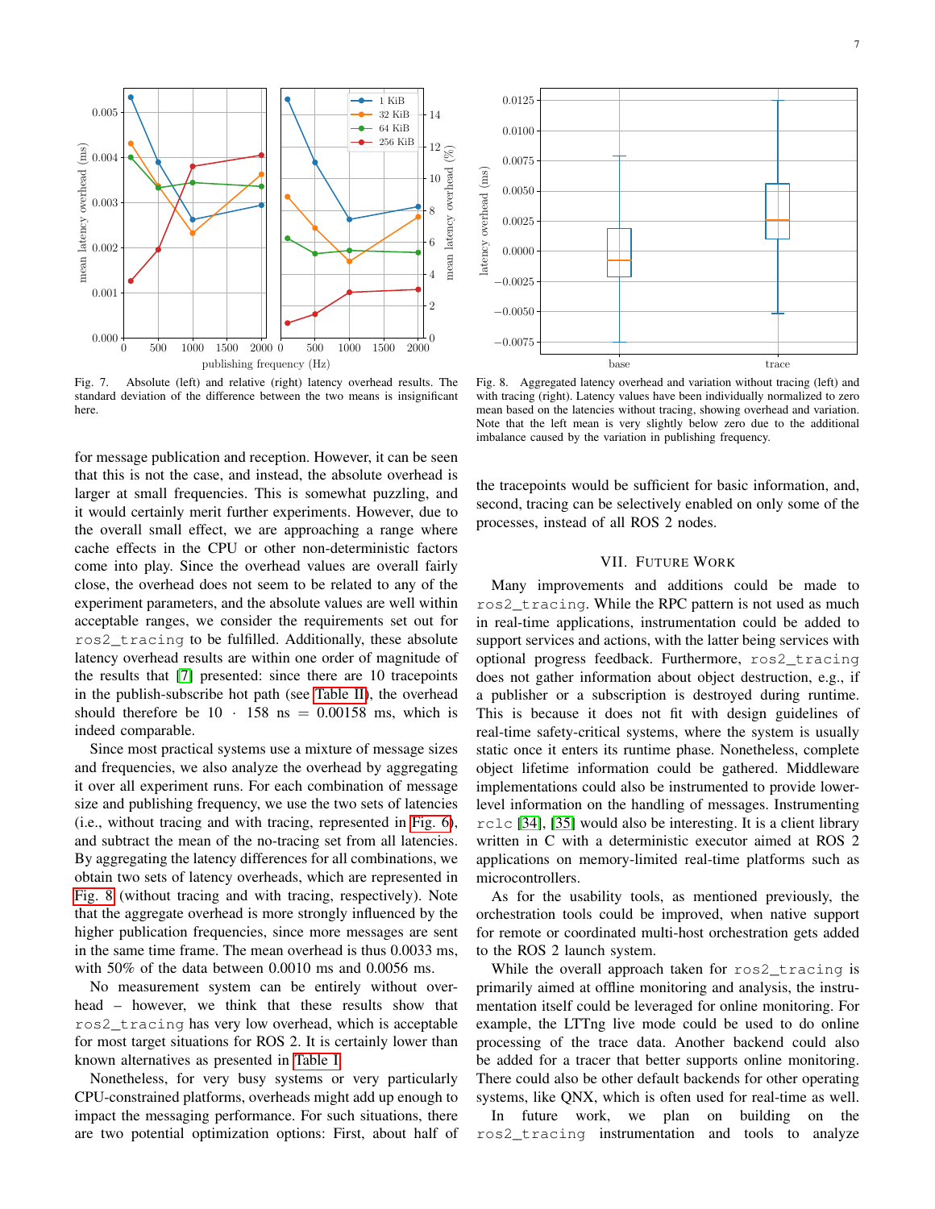Fig. 7. Absolute (left) and relative (right) latency overhead results. The standard deviation of the difference between the two means is insignificant here.

Fig. 8. Aggregated latency overhead and variation without tracing (left) and with tracing (right). Latency values have been individually normalized to zero mean based on the latencies without tracing, showing overhead and variation. Note that the left mean is very slightly below zero due to the additional imbalance caused by the variation in publishing frequency.

for message publication and reception. However, it can be seen that this is not the case, and instead, the absolute overhead is larger at small frequencies. This is somewhat puzzling, and it would certainly merit further experiments. However, due to the overall small effect, we are approaching a range where cache effects in the CPU or other non-deterministic factors come into play. Since the overhead values are overall fairly close, the overhead does not seem to be related to any of the experiment parameters, and the absolute values are well within acceptable ranges, we consider the requirements set out for `ros2_tracing` to be fulfilled. Additionally, these absolute latency overhead results are within one order of magnitude of the results that [7] presented: since there are 10 tracepoints in the publish-subscribe hot path (see Table II), the overhead should therefore be $10 \cdot 158$ ns $= 0.00158$ ms, which is indeed comparable.

Since most practical systems use a mixture of message sizes and frequencies, we also analyze the overhead by aggregating it over all experiment runs. For each combination of message size and publishing frequency, we use the two sets of latencies (i.e., without tracing and with tracing, represented in Fig. 6), and subtract the mean of the no-tracing set from all latencies. By aggregating the latency differences for all combinations, we obtain two sets of latency overheads, which are represented in Fig. 8 (without tracing and with tracing, respectively). Note that the aggregate overhead is more strongly influenced by the higher publication frequencies, since more messages are sent in the same time frame. The mean overhead is thus 0.0033 ms, with 50% of the data between 0.0010 ms and 0.0056 ms.

No measurement system can be entirely without overhead – however, we think that these results show that `ros2_tracing` has very low overhead, which is acceptable for most target situations for ROS 2. It is certainly lower than known alternatives as presented in Table I.

Nonetheless, for very busy systems or very particularly CPU-constrained platforms, overheads might add up enough to impact the messaging performance. For such situations, there are two potential optimization options: First, about half of the tracepoints would be sufficient for basic information, and, second, tracing can be selectively enabled on only some of the processes, instead of all ROS 2 nodes.

## VII. Future Work

Many improvements and additions could be made to `ros2_tracing`. While the RPC pattern is not used as much in real-time applications, instrumentation could be added to support services and actions, with the latter being services with optional progress feedback. Furthermore, `ros2_tracing` does not gather information about object destruction, e.g., if a publisher or a subscription is destroyed during runtime. This is because it does not fit with design guidelines of real-time safety-critical systems, where the system is usually static once it enters its runtime phase. Nonetheless, complete object lifetime information could be gathered. Middleware implementations could also be instrumented to provide lower-level information on the handling of messages. Instrumenting `rclc` [34], [35] would also be interesting. It is a client library written in C with a deterministic executor aimed at ROS 2 applications on memory-limited real-time platforms such as microcontrollers.

As for the usability tools, as mentioned previously, the orchestration tools could be improved, when native support for remote or coordinated multi-host orchestration gets added to the ROS 2 launch system.

While the overall approach taken for `ros2_tracing` is primarily aimed at offline monitoring and analysis, the instrumentation itself could be leveraged for online monitoring. For example, the LTTng live mode could be used to do online processing of the trace data. Another backend could also be added for a tracer that better supports online monitoring. There could also be other default backends for other operating systems, like QNX, which is often used for real-time as well.

In future work, we plan on building on the `ros2_tracing` instrumentation and tools to analyze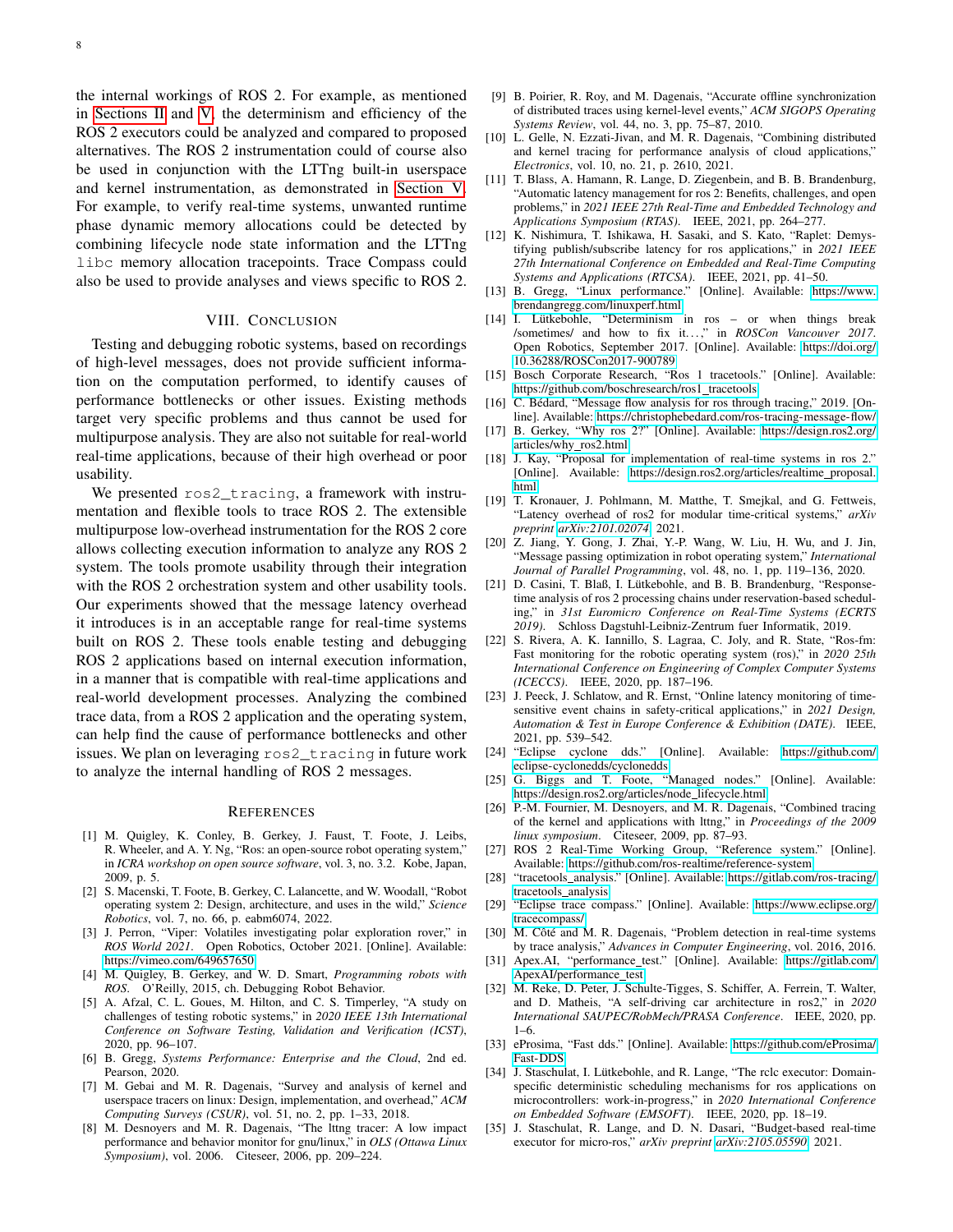the internal workings of ROS 2. For example, as mentioned in Sections II and V, the determinism and efficiency of the ROS 2 executors could be analyzed and compared to proposed alternatives. The ROS 2 instrumentation could of course also be used in conjunction with the LTTng built-in userspace and kernel instrumentation, as demonstrated in Section V. For example, to verify real-time systems, unwanted runtime phase dynamic memory allocations could be detected by combining lifecycle node state information and the LTTng `libc` memory allocation tracepoints. Trace Compass could also be used to provide analyses and views specific to ROS 2.

## VIII. Conclusion

Testing and debugging robotic systems, based on recordings of high-level messages, does not provide sufficient information on the computation performed, to identify causes of performance bottlenecks or other issues. Existing methods target very specific problems and thus cannot be used for multipurpose analysis. They are also not suitable for real-world real-time applications, because of their high overhead or poor usability.

We presented `ros2_tracing`, a framework with instrumentation and flexible tools to trace ROS 2. The extensible multipurpose low-overhead instrumentation for the ROS 2 core allows collecting execution information to analyze any ROS 2 system. The tools promote usability through their integration with the ROS 2 orchestration system and other usability tools. Our experiments showed that the message latency overhead it introduces is in an acceptable range for real-time systems built on ROS 2. These tools enable testing and debugging ROS 2 applications based on internal execution information, in a manner that is compatible with real-time applications and real-world development processes. Analyzing the combined trace data, from a ROS 2 application and the operating system, can help find the cause of performance bottlenecks and other issues. We plan on leveraging `ros2_tracing` in future work to analyze the internal handling of ROS 2 messages.

## References

[1] M. Quigley, K. Conley, B. Gerkey, J. Faust, T. Foote, J. Leibs, R. Wheeler, and A. Y. Ng, "Ros: an open-source robot operating system," in *ICRA workshop on open source software*, vol. 3, no. 3.2. Kobe, Japan, 2009, p. 5.

[2] S. Macenski, T. Foote, B. Gerkey, C. Lalancette, and W. Woodall, "Robot operating system 2: Design, architecture, and uses in the wild," *Science Robotics*, vol. 7, no. 66, p. eabm6074, 2022.

[3] J. Perron, "Viper: Volatiles investigating polar exploration rover," in *ROS World 2021*. Open Robotics, October 2021. [Online]. Available: https://vimeo.com/649657650

[4] M. Quigley, B. Gerkey, and W. D. Smart, *Programming robots with ROS*. O'Reilly, 2015, ch. Debugging Robot Behavior.

[5] A. Afzal, C. L. Goues, M. Hilton, and C. S. Timperley, "A study on challenges of testing robotic systems," in *2020 IEEE 13th International Conference on Software Testing, Validation and Verification (ICST)*, 2020, pp. 96–107.

[6] B. Gregg, *Systems Performance: Enterprise and the Cloud*, 2nd ed. Pearson, 2020.

[7] M. Gebai and M. R. Dagenais, "Survey and analysis of kernel and userspace tracers on linux: Design, implementation, and overhead," *ACM Computing Surveys (CSUR)*, vol. 51, no. 2, pp. 1–33, 2018.

[8] M. Desnoyers and M. R. Dagenais, "The lttng tracer: A low impact performance and behavior monitor for gnu/linux," in *OLS (Ottawa Linux Symposium)*, vol. 2006. Citeseer, 2006, pp. 209–224.

[9] B. Poirier, R. Roy, and M. Dagenais, "Accurate offline synchronization of distributed traces using kernel-level events," *ACM SIGOPS Operating Systems Review*, vol. 44, no. 3, pp. 75–87, 2010.

[10] L. Gelle, N. Ezzati-Jivan, and M. R. Dagenais, "Combining distributed and kernel tracing for performance analysis of cloud applications," *Electronics*, vol. 10, no. 21, p. 2610, 2021.

[11] T. Blass, A. Hamann, R. Lange, D. Ziegenbein, and B. B. Brandenburg, "Automatic latency management for ros 2: Benefits, challenges, and open problems," in *2021 IEEE 27th Real-Time and Embedded Technology and Applications Symposium (RTAS)*. IEEE, 2021, pp. 264–277.

[12] K. Nishimura, T. Ishikawa, H. Sasaki, and S. Kato, "Raplet: Demystifying publish/subscribe latency for ros applications," in *2021 IEEE 27th International Conference on Embedded and Real-Time Computing Systems and Applications (RTCSA)*. IEEE, 2021, pp. 41–50.

[13] B. Gregg, "Linux performance." [Online]. Available: https://www.brendangregg.com/linuxperf.html

[14] I. Lütkebohle, "Determinism in ros – or when things break /sometimes/ and how to fix it...," in *ROSCon Vancouver 2017*. Open Robotics, September 2017. [Online]. Available: https://doi.org/10.36288/ROSCon2017-900789

[15] Bosch Corporate Research, "Ros 1 tracetools." [Online]. Available: https://github.com/boschresearch/ros1_tracetools

[16] C. Bédard, "Message flow analysis for ros through tracing," 2019. [Online]. Available: https://christophebedard.com/ros-tracing-message-flow/

[17] B. Gerkey, "Why ros 2?" [Online]. Available: https://design.ros2.org/articles/why_ros2.html

[18] J. Kay, "Proposal for implementation of real-time systems in ros 2." [Online]. Available: https://design.ros2.org/articles/realtime_proposal.html

[19] T. Kronauer, J. Pohlmann, M. Matthe, T. Smejkal, and G. Fettweis, "Latency overhead of ros2 for modular time-critical systems," *arXiv preprint arXiv:2101.02074*, 2021.

[20] Z. Jiang, Y. Gong, J. Zhai, Y.-P. Wang, W. Liu, H. Wu, and J. Jin, "Message passing optimization in robot operating system," *International Journal of Parallel Programming*, vol. 48, no. 1, pp. 119–136, 2020.

[21] D. Casini, T. Blaß, I. Lütkebohle, and B. B. Brandenburg, "Response-time analysis of ros 2 processing chains under reservation-based scheduling," in *31st Euromicro Conference on Real-Time Systems (ECRTS 2019)*. Schloss Dagstuhl-Leibniz-Zentrum fuer Informatik, 2019.

[22] S. Rivera, A. K. Iannillo, S. Lagraa, C. Joly, and R. State, "Ros-fm: Fast monitoring for the robotic operating system (ros)," in *2020 25th International Conference on Engineering of Complex Computer Systems (ICECCS)*. IEEE, 2020, pp. 187–196.

[23] J. Peeck, J. Schlatow, and R. Ernst, "Online latency monitoring of time-sensitive event chains in safety-critical applications," in *2021 Design, Automation & Test in Europe Conference & Exhibition (DATE)*. IEEE, 2021, pp. 539–542.

[24] "Eclipse cyclone dds." [Online]. Available: https://github.com/eclipse-cyclonedds/cyclonedds

[25] G. Biggs and T. Foote, "Managed nodes." [Online]. Available: https://design.ros2.org/articles/node_lifecycle.html

[26] P.-M. Fournier, M. Desnoyers, and M. R. Dagenais, "Combined tracing of the kernel and applications with lttng," in *Proceedings of the 2009 linux symposium*. Citeseer, 2009, pp. 87–93.

[27] ROS 2 Real-Time Working Group, "Reference system." [Online]. Available: https://github.com/ros-realtime/reference-system

[28] "tracetools_analysis." [Online]. Available: https://gitlab.com/ros-tracing/tracetools_analysis

[29] "Eclipse trace compass." [Online]. Available: https://www.eclipse.org/tracecompass/

[30] M. Côté and M. R. Dagenais, "Problem detection in real-time systems by trace analysis," *Advances in Computer Engineering*, vol. 2016, 2016.

[31] Apex.AI, "performance_test." [Online]. Available: https://gitlab.com/ApexAI/performance_test

[32] M. Reke, D. Peter, J. Schulte-Tigges, S. Schiffer, A. Ferrein, T. Walter, and D. Matheis, "A self-driving car architecture in ros2," in *2020 International SAUPEC/RobMech/PRASA Conference*. IEEE, 2020, pp. 1–6.

[33] eProsima, "Fast dds." [Online]. Available: https://github.com/eProsima/Fast-DDS

[34] J. Staschulat, I. Lütkebohle, and R. Lange, "The rclc executor: Domain-specific deterministic scheduling mechanisms for ros applications on microcontrollers: work-in-progress," in *2020 International Conference on Embedded Software (EMSOFT)*. IEEE, 2020, pp. 18–19.

[35] J. Staschulat, R. Lange, and D. N. Dasari, "Budget-based real-time executor for micro-ros," *arXiv preprint arXiv:2105.05590*, 2021.